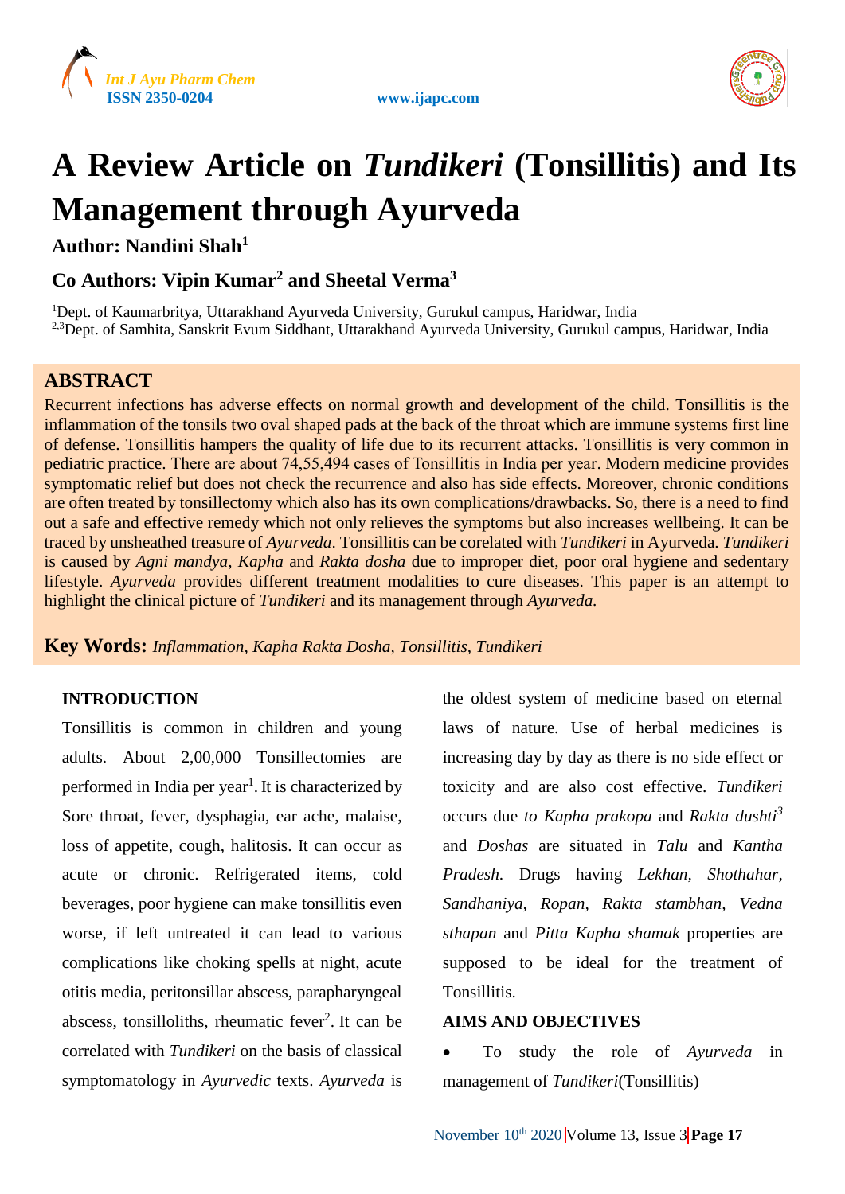# A Review Article on *Tundikeri* (Tonsillitis) and Its Management through Ayurveda

**Author: Nandini Shah[1]**

**Co Authors: Vipin Kumar[2] and Sheetal Verma[3]**

[1]Dept. of Kaumarbritya, Uttarakhand Ayurveda University, Gurukul campus, Haridwar, India
[2,3]Dept. of Samhita, Sanskrit Evum Siddhant, Uttarakhand Ayurveda University, Gurukul campus, Haridwar, India

## ABSTRACT

Recurrent infections has adverse effects on normal growth and development of the child. Tonsillitis is the inflammation of the tonsils two oval shaped pads at the back of the throat which are immune systems first line of defense. Tonsillitis hampers the quality of life due to its recurrent attacks. Tonsillitis is very common in pediatric practice. There are about 74,55,494 cases of Tonsillitis in India per year. Modern medicine provides symptomatic relief but does not check the recurrence and also has side effects. Moreover, chronic conditions are often treated by tonsillectomy which also has its own complications/drawbacks. So, there is a need to find out a safe and effective remedy which not only relieves the symptoms but also increases wellbeing. It can be traced by unsheathed treasure of *Ayurveda*. Tonsillitis can be corelated with *Tundikeri* in Ayurveda. *Tundikeri* is caused by *Agni mandya, Kapha* and *Rakta dosha* due to improper diet, poor oral hygiene and sedentary lifestyle. *Ayurveda* provides different treatment modalities to cure diseases. This paper is an attempt to highlight the clinical picture of *Tundikeri* and its management through *Ayurveda.*

**Key Words:** *Inflammation, Kapha Rakta Dosha, Tonsillitis, Tundikeri*

### INTRODUCTION

Tonsillitis is common in children and young adults. About 2,00,000 Tonsillectomies are performed in India per year[1]. It is characterized by Sore throat, fever, dysphagia, ear ache, malaise, loss of appetite, cough, halitosis. It can occur as acute or chronic. Refrigerated items, cold beverages, poor hygiene can make tonsillitis even worse, if left untreated it can lead to various complications like choking spells at night, acute otitis media, peritonsillar abscess, parapharyngeal abscess, tonsilloliths, rheumatic fever[2]. It can be correlated with *Tundikeri* on the basis of classical symptomatology in *Ayurvedic* texts. *Ayurveda* is the oldest system of medicine based on eternal laws of nature. Use of herbal medicines is increasing day by day as there is no side effect or toxicity and are also cost effective. *Tundikeri* occurs due *to Kapha prakopa* and *Rakta dushti*[3] and *Doshas* are situated in *Talu* and *Kantha Pradesh*. Drugs having *Lekhan*, *Shothahar*, *Sandhaniya*, *Ropan*, *Rakta stambhan*, *Vedna sthapan* and *Pitta Kapha shamak* properties are supposed to be ideal for the treatment of Tonsillitis.

### AIMS AND OBJECTIVES

- To study the role of *Ayurveda* in management of *Tundikeri*(Tonsillitis)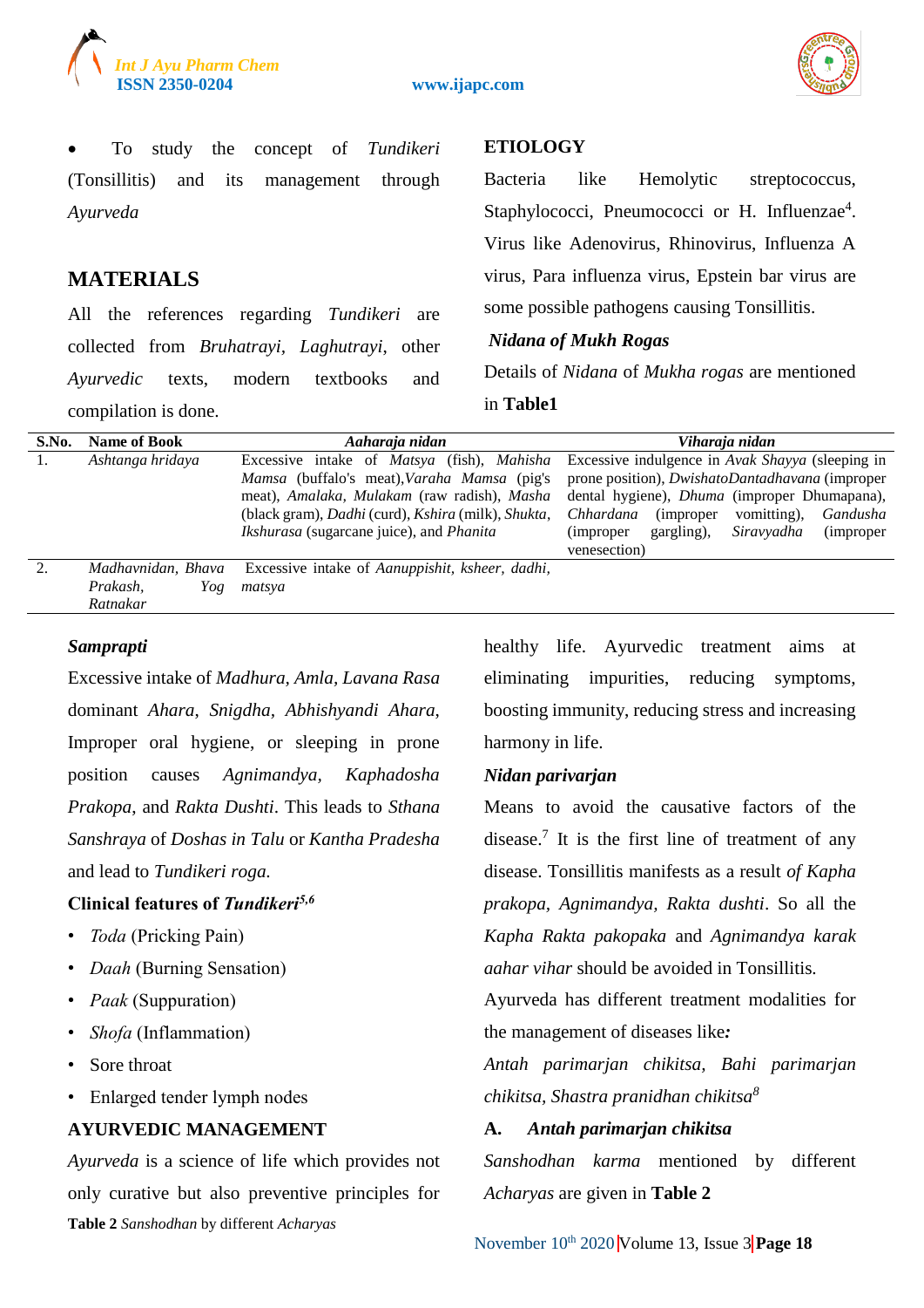- To study the concept of *Tundikeri* (Tonsillitis) and its management through *Ayurveda*

## MATERIALS

All the references regarding *Tundikeri* are collected from *Bruhatrayi*, *Laghutrayi*, other *Ayurvedic* texts, modern textbooks and compilation is done.

## ETIOLOGY

Bacteria like Hemolytic streptococcus, Staphylococci, Pneumococci or H. Influenzae[4]. Virus like Adenovirus, Rhinovirus, Influenza A virus, Para influenza virus, Epstein bar virus are some possible pathogens causing Tonsillitis.

### *Nidana of Mukh Rogas*

Details of *Nidana* of *Mukha rogas* are mentioned in **Table1**

| S.No. | Name of Book | *Aaharaja nidan* | *Viharaja nidan* |
|---|---|---|---|
| 1. | *Ashtanga hridaya* | Excessive intake of *Matsya* (fish), *Mahisha Mamsa* (buffalo's meat), *Varaha Mamsa* (pig's meat), *Amalaka*, *Mulakam* (raw radish), *Masha* (black gram), *Dadhi* (curd), *Kshira* (milk), *Shukta*, *Ikshurasa* (sugarcane juice), and *Phanita* | Excessive indulgence in *Avak Shayya* (sleeping in prone position), *DwishatoDantadhavana* (improper dental hygiene), *Dhuma* (improper Dhumapana), *Chhardana* (improper vomitting), *Gandusha* (improper gargling), *Siravyadha* (improper venesection) |
| 2. | *Madhavnidan, Bhava Prakash, Yog Ratnakar* | Excessive intake of *Aanuppishit, ksheer, dadhi, matsya* | |

### *Samprapti*

Excessive intake of *Madhura, Amla, Lavana Rasa* dominant *Ahara*, *Snigdha*, *Abhishyandi Ahara*, Improper oral hygiene, or sleeping in prone position causes *Agnimandya, Kaphadosha Prakopa*, and *Rakta Dushti*. This leads to *Sthana Sanshraya* of *Doshas in Talu* or *Kantha Pradesha* and lead to *Tundikeri roga.*

### Clinical features of *Tundikeri*[5,6]

- *Toda* (Pricking Pain)
- *Daah* (Burning Sensation)
- *Paak* (Suppuration)
- *Shofa* (Inflammation)
- Sore throat
- Enlarged tender lymph nodes

## AYURVEDIC MANAGEMENT

*Ayurveda* is a science of life which provides not only curative but also preventive principles for healthy life. Ayurvedic treatment aims at eliminating impurities, reducing symptoms, boosting immunity, reducing stress and increasing harmony in life.

### *Nidan parivarjan*

Means to avoid the causative factors of the disease.[7] It is the first line of treatment of any disease. Tonsillitis manifests as a result *of Kapha prakopa*, *Agnimandya, Rakta dushti*. So all the *Kapha Rakta pakopaka* and *Agnimandya karak aahar vihar* should be avoided in Tonsillitis.

Ayurveda has different treatment modalities for the management of diseases like*:*

*Antah parimarjan chikitsa, Bahi parimarjan chikitsa, Shastra pranidhan chikitsa*[8]

### A. *Antah parimarjan chikitsa*

*Sanshodhan karma* mentioned by different *Acharyas* are given in **Table 2**

**Table 2** *Sanshodhan* by different *Acharyas*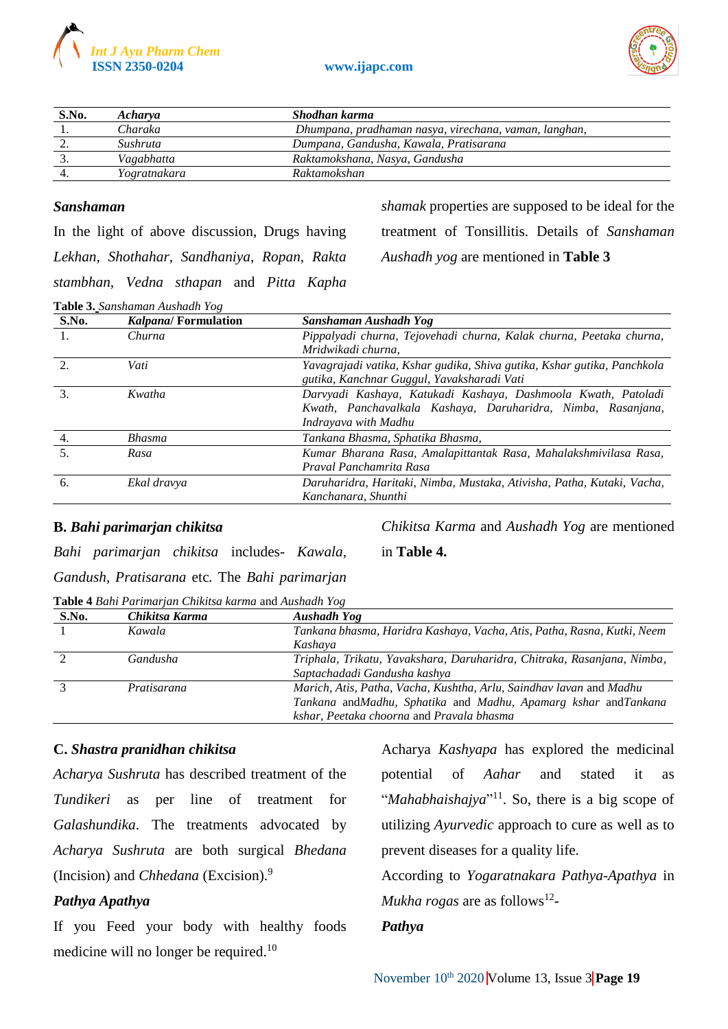| S.No. | *Acharya* | *Shodhan karma* |
|---|---|---|
| 1. | *Charaka* | *Dhumpana, pradhaman nasya, virechana, vaman, langhan,* |
| 2. | *Sushruta* | *Dumpana, Gandusha, Kawala, Pratisarana* |
| 3. | *Vagabhatta* | *Raktamokshana, Nasya, Gandusha* |
| 4. | *Yogratnakara* | *Raktamokshan* |

***Sanshaman***

In the light of above discussion, Drugs having *Lekhan, Shothahar, Sandhaniya, Ropan, Rakta stambhan, Vedna sthapan* and *Pitta Kapha shamak* properties are supposed to be ideal for the treatment of Tonsillitis. Details of *Sanshaman Aushadh yog* are mentioned in **Table 3**

**Table 3.** *Sanshaman Aushadh Yog*

| S.No. | *Kalpana*/ Formulation | *Sanshaman Aushadh Yog* |
|---|---|---|
| 1. | *Churna* | *Pippalyadi churna, Tejovehadi churna, Kalak churna, Peetaka churna, Mridwikadi churna,* |
| 2. | *Vati* | *Yavagrajadi vatika, Kshar gudika, Shiva gutika, Kshar gutika, Panchkola gutika, Kanchnar Guggul, Yavaksharadi Vati* |
| 3. | *Kwatha* | *Darvyadi Kashaya, Katukadi Kashaya, Dashmoola Kwath, Patoladi Kwath, Panchavalkala Kashaya, Daruharidra, Nimba, Rasanjana, Indrayava with Madhu* |
| 4. | *Bhasma* | *Tankana Bhasma, Sphatika Bhasma,* |
| 5. | *Rasa* | *Kumar Bharana Rasa, Amalapittantak Rasa, Mahalakshmivilasa Rasa, Praval Panchamrita Rasa* |
| 6. | *Ekal dravya* | *Daruharidra, Haritaki, Nimba, Mustaka, Ativisha, Patha, Kutaki, Vacha, Kanchanara, Shunthi* |

**B.** ***Bahi parimarjan chikitsa***

*Bahi parimarjan chikitsa* includes- *Kawala, Gandush, Pratisarana* etc. The *Bahi parimarjan Chikitsa Karma* and *Aushadh Yog* are mentioned in **Table 4.**

**Table 4** *Bahi Parimarjan Chikitsa karma* and *Aushadh Yog*

| S.No. | *Chikitsa Karma* | *Aushadh Yog* |
|---|---|---|
| 1 | *Kawala* | *Tankana bhasma, Haridra Kashaya, Vacha, Atis, Patha, Rasna, Kutki, Neem Kashaya* |
| 2 | *Gandusha* | *Triphala, Trikatu, Yavakshara, Daruharidra, Chitraka, Rasanjana, Nimba, Saptachadadi Gandusha kashya* |
| 3 | *Pratisarana* | *Marich, Atis, Patha, Vacha, Kushtha, Arlu, Saindhav lavan* and *Madhu Tankana* and*Madhu, Sphatika* and *Madhu, Apamarg kshar* and*Tankana kshar, Peetaka choorna* and *Pravala bhasma* |

**C.** ***Shastra pranidhan chikitsa***

*Acharya Sushruta* has described treatment of the *Tundikeri* as per line of treatment for *Galashundika*. The treatments advocated by *Acharya Sushruta* are both surgical *Bhedana* (Incision) and *Chhedana* (Excision).[9]

***Pathya Apathya***

If you Feed your body with healthy foods medicine will no longer be required.[10]

Acharya *Kashyapa* has explored the medicinal potential of *Aahar* and stated it as "*Mahabhaishajya*"[11]. So, there is a big scope of utilizing *Ayurvedic* approach to cure as well as to prevent diseases for a quality life.

According to *Yogaratnakara Pathya-Apathya* in *Mukha rogas* are as follows[12]-

***Pathya***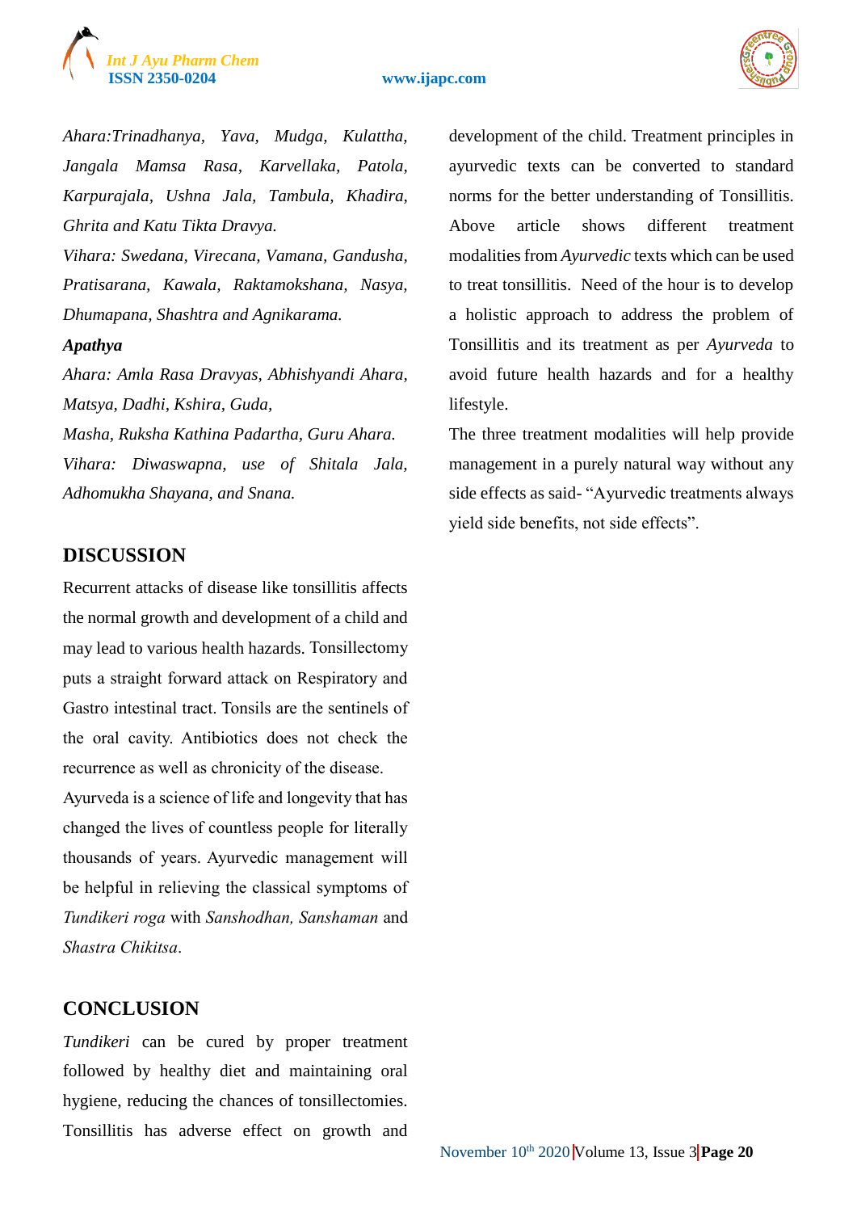*Ahara:Trinadhanya, Yava, Mudga, Kulattha, Jangala Mamsa Rasa, Karvellaka, Patola, Karpurajala, Ushna Jala, Tambula, Khadira, Ghrita and Katu Tikta Dravya.*

*Vihara: Swedana, Virecana, Vamana, Gandusha, Pratisarana, Kawala, Raktamokshana, Nasya, Dhumapana, Shashtra and Agnikarama.*

***Apathya***

*Ahara: Amla Rasa Dravyas, Abhishyandi Ahara, Matsya, Dadhi, Kshira, Guda,*

*Masha, Ruksha Kathina Padartha, Guru Ahara.*

*Vihara: Diwaswapna, use of Shitala Jala, Adhomukha Shayana, and Snana.*

## DISCUSSION

Recurrent attacks of disease like tonsillitis affects the normal growth and development of a child and may lead to various health hazards. Tonsillectomy puts a straight forward attack on Respiratory and Gastro intestinal tract. Tonsils are the sentinels of the oral cavity. Antibiotics does not check the recurrence as well as chronicity of the disease.

Ayurveda is a science of life and longevity that has changed the lives of countless people for literally thousands of years. Ayurvedic management will be helpful in relieving the classical symptoms of *Tundikeri roga* with *Sanshodhan, Sanshaman* and *Shastra Chikitsa*.

## CONCLUSION

*Tundikeri* can be cured by proper treatment followed by healthy diet and maintaining oral hygiene, reducing the chances of tonsillectomies. Tonsillitis has adverse effect on growth and development of the child. Treatment principles in ayurvedic texts can be converted to standard norms for the better understanding of Tonsillitis. Above article shows different treatment modalities from *Ayurvedic* texts which can be used to treat tonsillitis. Need of the hour is to develop a holistic approach to address the problem of Tonsillitis and its treatment as per *Ayurveda* to avoid future health hazards and for a healthy lifestyle.

The three treatment modalities will help provide management in a purely natural way without any side effects as said- "Ayurvedic treatments always yield side benefits, not side effects".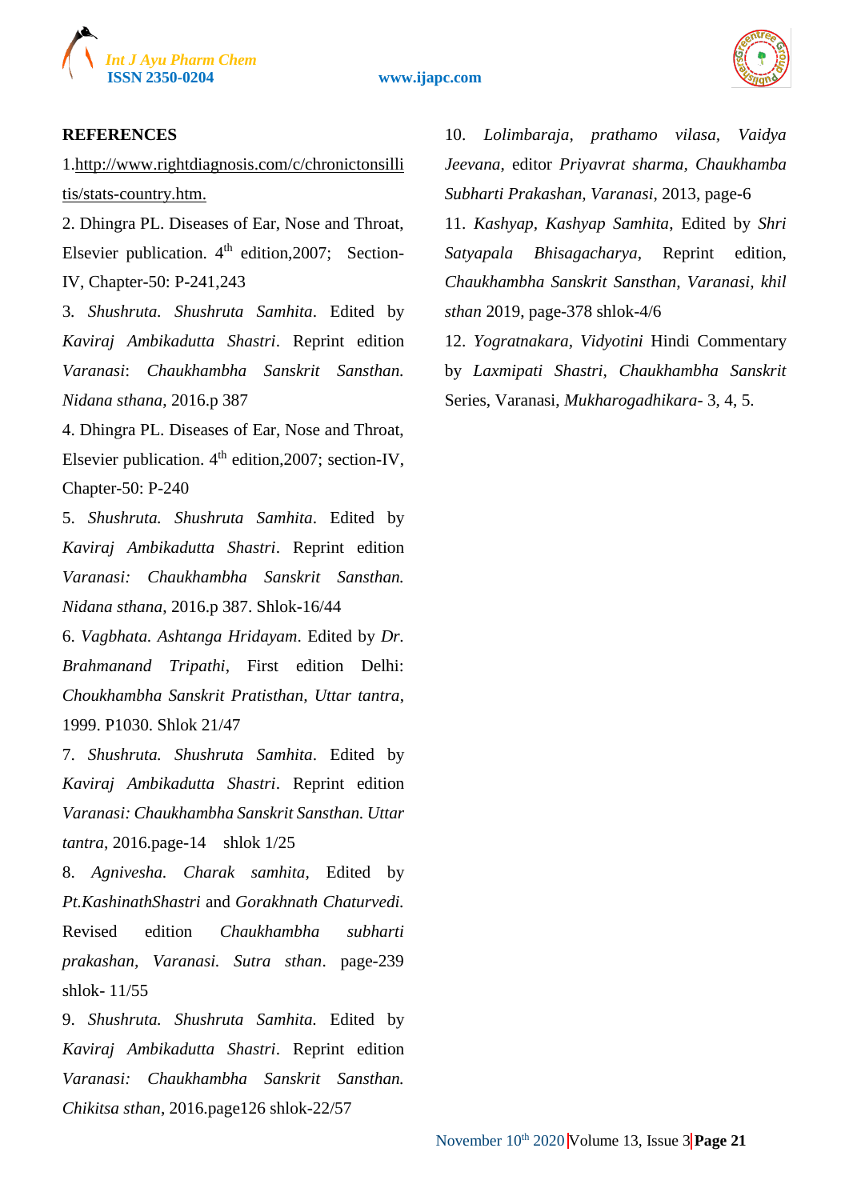## REFERENCES

1. http://www.rightdiagnosis.com/c/chronictonsillitis/stats-country.htm.

2. Dhingra PL. Diseases of Ear, Nose and Throat, Elsevier publication. 4th edition,2007; Section-IV, Chapter-50: P-241,243

3. *Shushruta. Shushruta Samhita*. Edited by *Kaviraj Ambikadutta Shastri*. Reprint edition *Varanasi*: *Chaukhambha Sanskrit Sansthan. Nidana sthana*, 2016.p 387

4. Dhingra PL. Diseases of Ear, Nose and Throat, Elsevier publication. 4th edition,2007; section-IV, Chapter-50: P-240

5. *Shushruta. Shushruta Samhita*. Edited by *Kaviraj Ambikadutta Shastri*. Reprint edition *Varanasi: Chaukhambha Sanskrit Sansthan. Nidana sthana*, 2016.p 387. Shlok-16/44

6. *Vagbhata. Ashtanga Hridayam*. Edited by *Dr. Brahmanand Tripathi*, First edition Delhi: *Choukhambha Sanskrit Pratisthan, Uttar tantra*, 1999. P1030. Shlok 21/47

7. *Shushruta. Shushruta Samhita*. Edited by *Kaviraj Ambikadutta Shastri*. Reprint edition *Varanasi: Chaukhambha Sanskrit Sansthan. Uttar tantra*, 2016.page-14 shlok 1/25

8. *Agnivesha. Charak samhita*, Edited by *Pt.KashinathShastri* and *Gorakhnath Chaturvedi*. Revised edition *Chaukhambha subharti prakashan, Varanasi. Sutra sthan*. page-239 shlok- 11/55

9. *Shushruta. Shushruta Samhita.* Edited by *Kaviraj Ambikadutta Shastri*. Reprint edition *Varanasi: Chaukhambha Sanskrit Sansthan. Chikitsa sthan*, 2016.page126 shlok-22/57

10. *Lolimbaraja, prathamo vilasa, Vaidya Jeevana*, editor *Priyavrat sharma, Chaukhamba Subharti Prakashan, Varanasi*, 2013, page-6

11. *Kashyap, Kashyap Samhita*, Edited by *Shri Satyapala Bhisagacharya*, Reprint edition, *Chaukhambha Sanskrit Sansthan, Varanasi, khil sthan* 2019, page-378 shlok-4/6

12. *Yogratnakara, Vidyotini* Hindi Commentary by *Laxmipati Shastri, Chaukhambha Sanskrit* Series, Varanasi, *Mukharogadhikara*- 3, 4, 5.